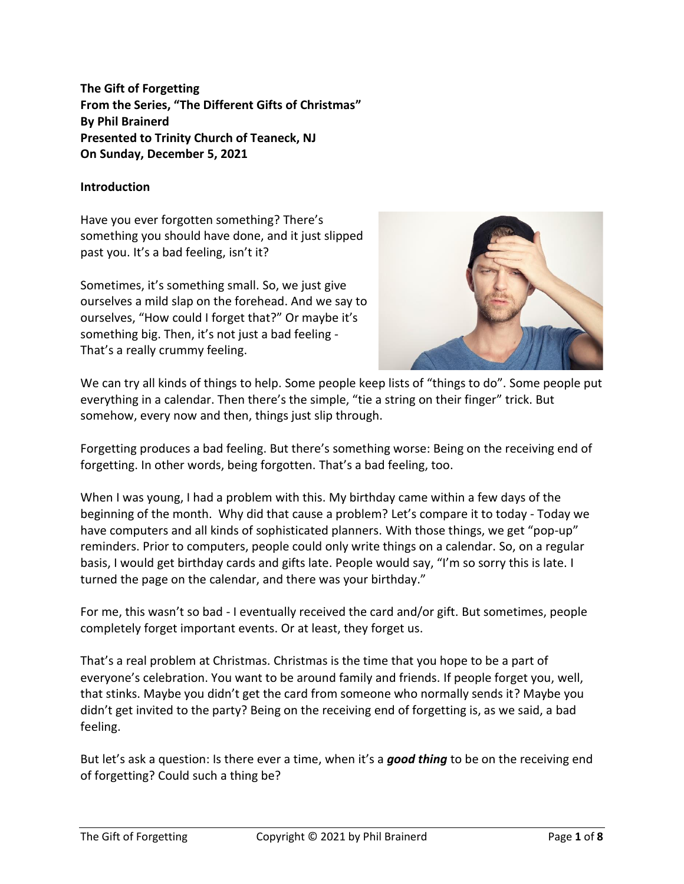**The Gift of Forgetting**
**From the Series, "The Different Gifts of Christmas"**
**By Phil Brainerd**
**Presented to Trinity Church of Teaneck, NJ**
**On Sunday, December 5, 2021**

**Introduction**

Have you ever forgotten something? There's something you should have done, and it just slipped past you. It's a bad feeling, isn't it?

Sometimes, it's something small. So, we just give ourselves a mild slap on the forehead. And we say to ourselves, "How could I forget that?" Or maybe it's something big. Then, it's not just a bad feeling - That's a really crummy feeling.

We can try all kinds of things to help. Some people keep lists of "things to do". Some people put everything in a calendar. Then there's the simple, "tie a string on their finger" trick. But somehow, every now and then, things just slip through.

Forgetting produces a bad feeling. But there's something worse: Being on the receiving end of forgetting. In other words, being forgotten. That's a bad feeling, too.

When I was young, I had a problem with this. My birthday came within a few days of the beginning of the month. Why did that cause a problem? Let's compare it to today - Today we have computers and all kinds of sophisticated planners. With those things, we get "pop-up" reminders. Prior to computers, people could only write things on a calendar. So, on a regular basis, I would get birthday cards and gifts late. People would say, "I'm so sorry this is late. I turned the page on the calendar, and there was your birthday."

For me, this wasn't so bad - I eventually received the card and/or gift. But sometimes, people completely forget important events. Or at least, they forget us.

That's a real problem at Christmas. Christmas is the time that you hope to be a part of everyone's celebration. You want to be around family and friends. If people forget you, well, that stinks. Maybe you didn't get the card from someone who normally sends it? Maybe you didn't get invited to the party? Being on the receiving end of forgetting is, as we said, a bad feeling.

But let's ask a question: Is there ever a time, when it's a ***good thing*** to be on the receiving end of forgetting? Could such a thing be?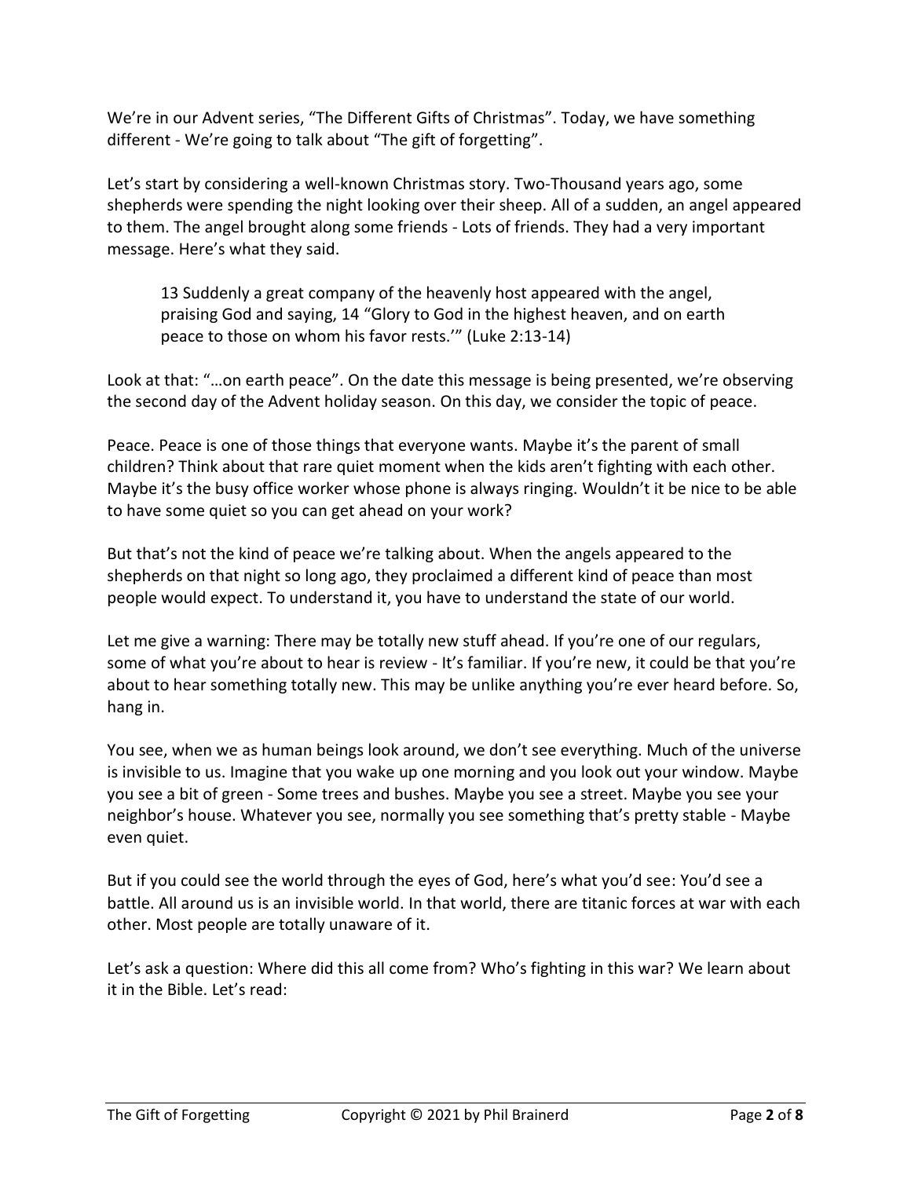We're in our Advent series, "The Different Gifts of Christmas". Today, we have something different - We're going to talk about "The gift of forgetting".

Let's start by considering a well-known Christmas story. Two-Thousand years ago, some shepherds were spending the night looking over their sheep. All of a sudden, an angel appeared to them. The angel brought along some friends - Lots of friends. They had a very important message. Here's what they said.

> 13 Suddenly a great company of the heavenly host appeared with the angel, praising God and saying, 14 "Glory to God in the highest heaven, and on earth peace to those on whom his favor rests.'" (Luke 2:13-14)

Look at that: "…on earth peace". On the date this message is being presented, we're observing the second day of the Advent holiday season. On this day, we consider the topic of peace.

Peace. Peace is one of those things that everyone wants. Maybe it's the parent of small children? Think about that rare quiet moment when the kids aren't fighting with each other. Maybe it's the busy office worker whose phone is always ringing. Wouldn't it be nice to be able to have some quiet so you can get ahead on your work?

But that's not the kind of peace we're talking about. When the angels appeared to the shepherds on that night so long ago, they proclaimed a different kind of peace than most people would expect. To understand it, you have to understand the state of our world.

Let me give a warning: There may be totally new stuff ahead. If you're one of our regulars, some of what you're about to hear is review - It's familiar. If you're new, it could be that you're about to hear something totally new. This may be unlike anything you're ever heard before. So, hang in.

You see, when we as human beings look around, we don't see everything. Much of the universe is invisible to us. Imagine that you wake up one morning and you look out your window. Maybe you see a bit of green - Some trees and bushes. Maybe you see a street. Maybe you see your neighbor's house. Whatever you see, normally you see something that's pretty stable - Maybe even quiet.

But if you could see the world through the eyes of God, here's what you'd see: You'd see a battle. All around us is an invisible world. In that world, there are titanic forces at war with each other. Most people are totally unaware of it.

Let's ask a question: Where did this all come from? Who's fighting in this war? We learn about it in the Bible. Let's read: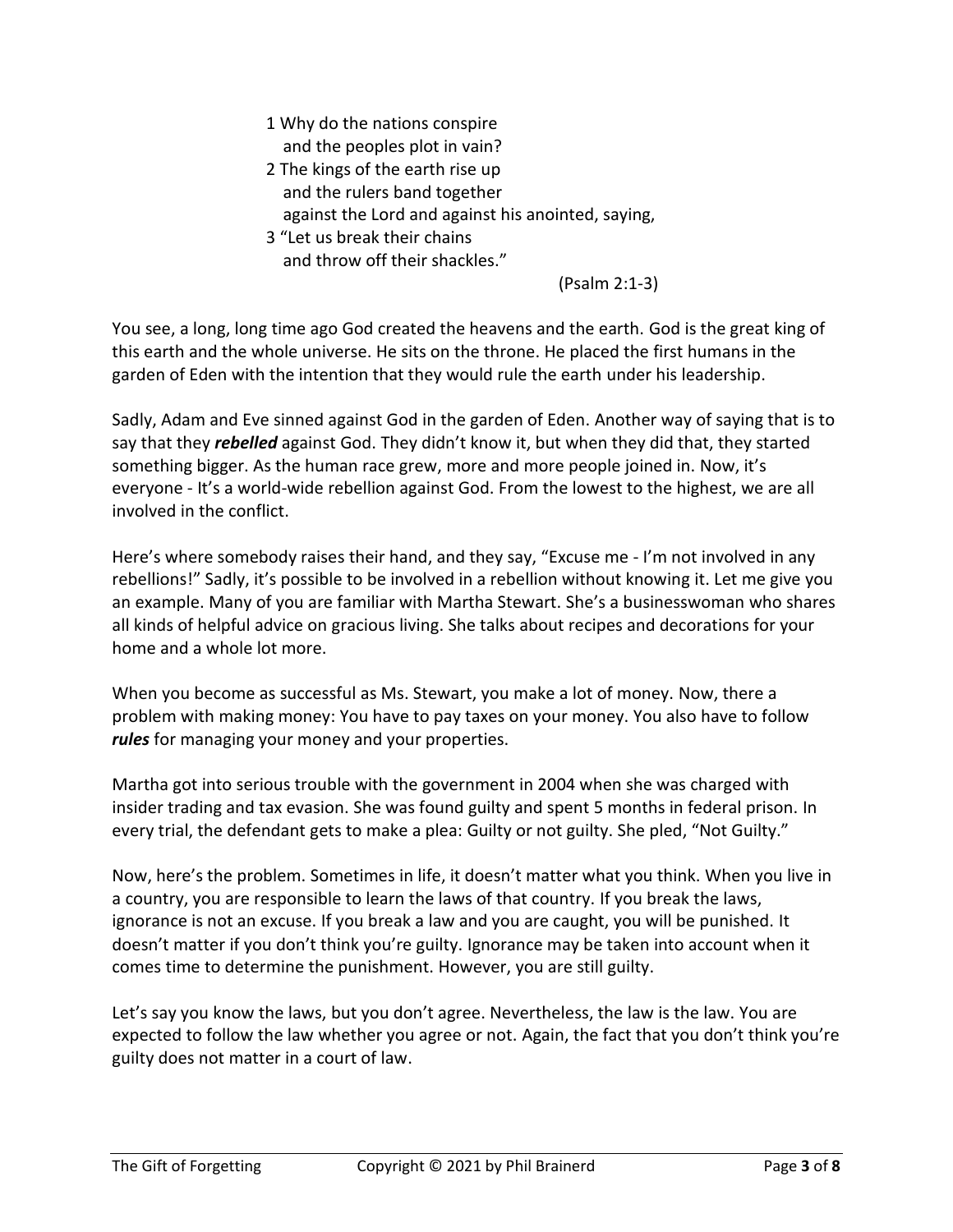1 Why do the nations conspire
   and the peoples plot in vain?
2 The kings of the earth rise up
   and the rulers band together
   against the Lord and against his anointed, saying,
3 "Let us break their chains
   and throw off their shackles."

(Psalm 2:1-3)

You see, a long, long time ago God created the heavens and the earth. God is the great king of this earth and the whole universe. He sits on the throne. He placed the first humans in the garden of Eden with the intention that they would rule the earth under his leadership.

Sadly, Adam and Eve sinned against God in the garden of Eden. Another way of saying that is to say that they ***rebelled*** against God. They didn't know it, but when they did that, they started something bigger. As the human race grew, more and more people joined in. Now, it's everyone - It's a world-wide rebellion against God. From the lowest to the highest, we are all involved in the conflict.

Here's where somebody raises their hand, and they say, "Excuse me - I'm not involved in any rebellions!" Sadly, it's possible to be involved in a rebellion without knowing it. Let me give you an example. Many of you are familiar with Martha Stewart. She's a businesswoman who shares all kinds of helpful advice on gracious living. She talks about recipes and decorations for your home and a whole lot more.

When you become as successful as Ms. Stewart, you make a lot of money. Now, there a problem with making money: You have to pay taxes on your money. You also have to follow ***rules*** for managing your money and your properties.

Martha got into serious trouble with the government in 2004 when she was charged with insider trading and tax evasion. She was found guilty and spent 5 months in federal prison. In every trial, the defendant gets to make a plea: Guilty or not guilty. She pled, "Not Guilty."

Now, here's the problem. Sometimes in life, it doesn't matter what you think. When you live in a country, you are responsible to learn the laws of that country. If you break the laws, ignorance is not an excuse. If you break a law and you are caught, you will be punished. It doesn't matter if you don't think you're guilty. Ignorance may be taken into account when it comes time to determine the punishment. However, you are still guilty.

Let's say you know the laws, but you don't agree. Nevertheless, the law is the law. You are expected to follow the law whether you agree or not. Again, the fact that you don't think you're guilty does not matter in a court of law.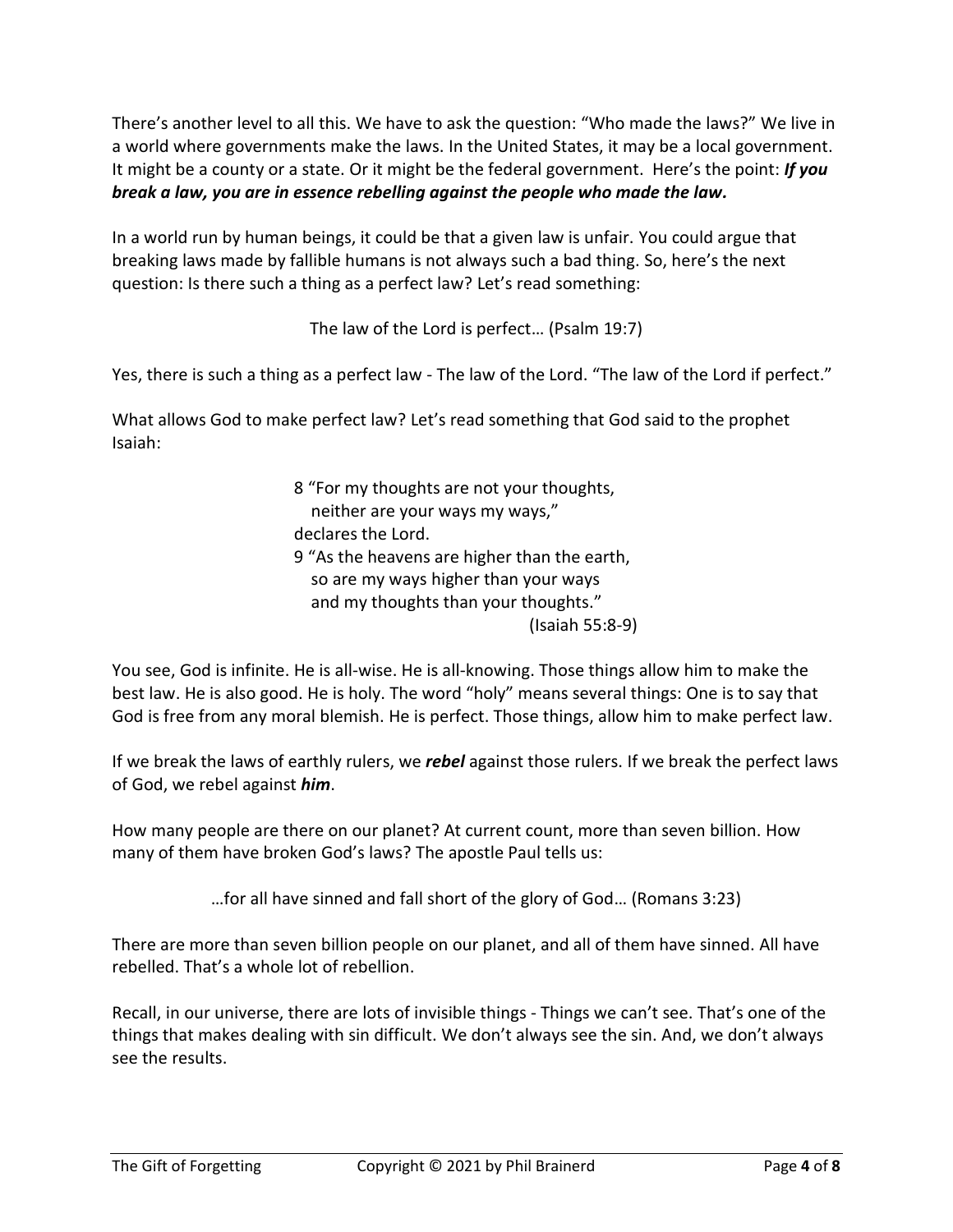There's another level to all this. We have to ask the question: "Who made the laws?" We live in a world where governments make the laws. In the United States, it may be a local government. It might be a county or a state. Or it might be the federal government. Here's the point: ***If you break a law, you are in essence rebelling against the people who made the law.***

In a world run by human beings, it could be that a given law is unfair. You could argue that breaking laws made by fallible humans is not always such a bad thing. So, here's the next question: Is there such a thing as a perfect law? Let's read something:

> The law of the Lord is perfect… (Psalm 19:7)

Yes, there is such a thing as a perfect law - The law of the Lord. "The law of the Lord if perfect."

What allows God to make perfect law? Let's read something that God said to the prophet Isaiah:

> 8 "For my thoughts are not your thoughts,
> neither are your ways my ways,"
> declares the Lord.
> 9 "As the heavens are higher than the earth,
> so are my ways higher than your ways
> and my thoughts than your thoughts."
> (Isaiah 55:8-9)

You see, God is infinite. He is all-wise. He is all-knowing. Those things allow him to make the best law. He is also good. He is holy. The word "holy" means several things: One is to say that God is free from any moral blemish. He is perfect. Those things, allow him to make perfect law.

If we break the laws of earthly rulers, we ***rebel*** against those rulers. If we break the perfect laws of God, we rebel against ***him***.

How many people are there on our planet? At current count, more than seven billion. How many of them have broken God's laws? The apostle Paul tells us:

> …for all have sinned and fall short of the glory of God… (Romans 3:23)

There are more than seven billion people on our planet, and all of them have sinned. All have rebelled. That's a whole lot of rebellion.

Recall, in our universe, there are lots of invisible things - Things we can't see. That's one of the things that makes dealing with sin difficult. We don't always see the sin. And, we don't always see the results.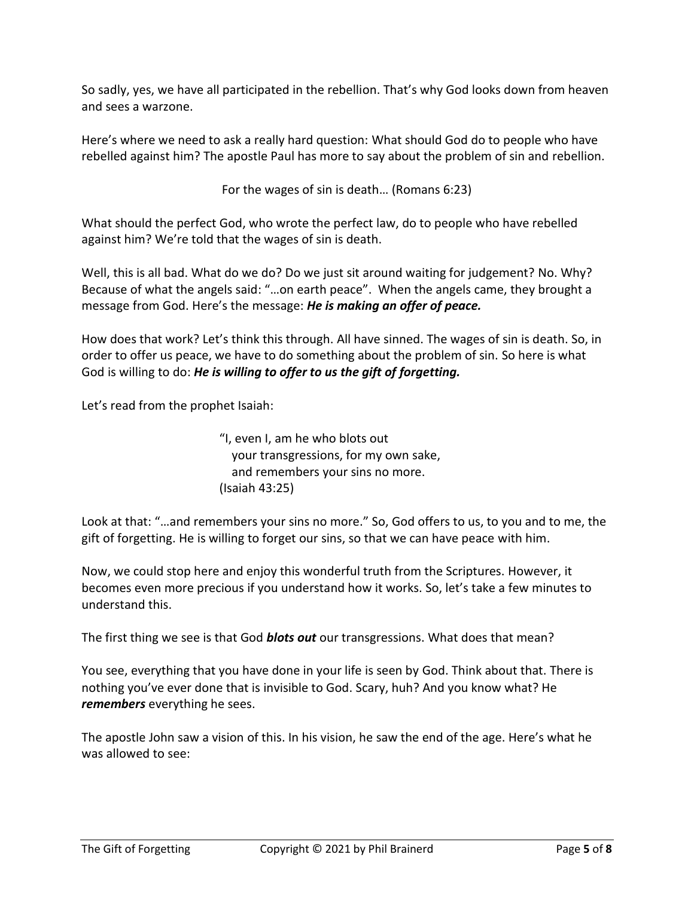So sadly, yes, we have all participated in the rebellion. That's why God looks down from heaven and sees a warzone.

Here's where we need to ask a really hard question: What should God do to people who have rebelled against him? The apostle Paul has more to say about the problem of sin and rebellion.

For the wages of sin is death… (Romans 6:23)

What should the perfect God, who wrote the perfect law, do to people who have rebelled against him? We're told that the wages of sin is death.

Well, this is all bad. What do we do? Do we just sit around waiting for judgement? No. Why? Because of what the angels said: "…on earth peace". When the angels came, they brought a message from God. Here's the message: ***He is making an offer of peace.***

How does that work? Let's think this through. All have sinned. The wages of sin is death. So, in order to offer us peace, we have to do something about the problem of sin. So here is what God is willing to do: ***He is willing to offer to us the gift of forgetting.***

Let's read from the prophet Isaiah:

> "I, even I, am he who blots out
> your transgressions, for my own sake,
> and remembers your sins no more.
> (Isaiah 43:25)

Look at that: "…and remembers your sins no more." So, God offers to us, to you and to me, the gift of forgetting. He is willing to forget our sins, so that we can have peace with him.

Now, we could stop here and enjoy this wonderful truth from the Scriptures. However, it becomes even more precious if you understand how it works. So, let's take a few minutes to understand this.

The first thing we see is that God ***blots out*** our transgressions. What does that mean?

You see, everything that you have done in your life is seen by God. Think about that. There is nothing you've ever done that is invisible to God. Scary, huh? And you know what? He ***remembers*** everything he sees.

The apostle John saw a vision of this. In his vision, he saw the end of the age. Here's what he was allowed to see: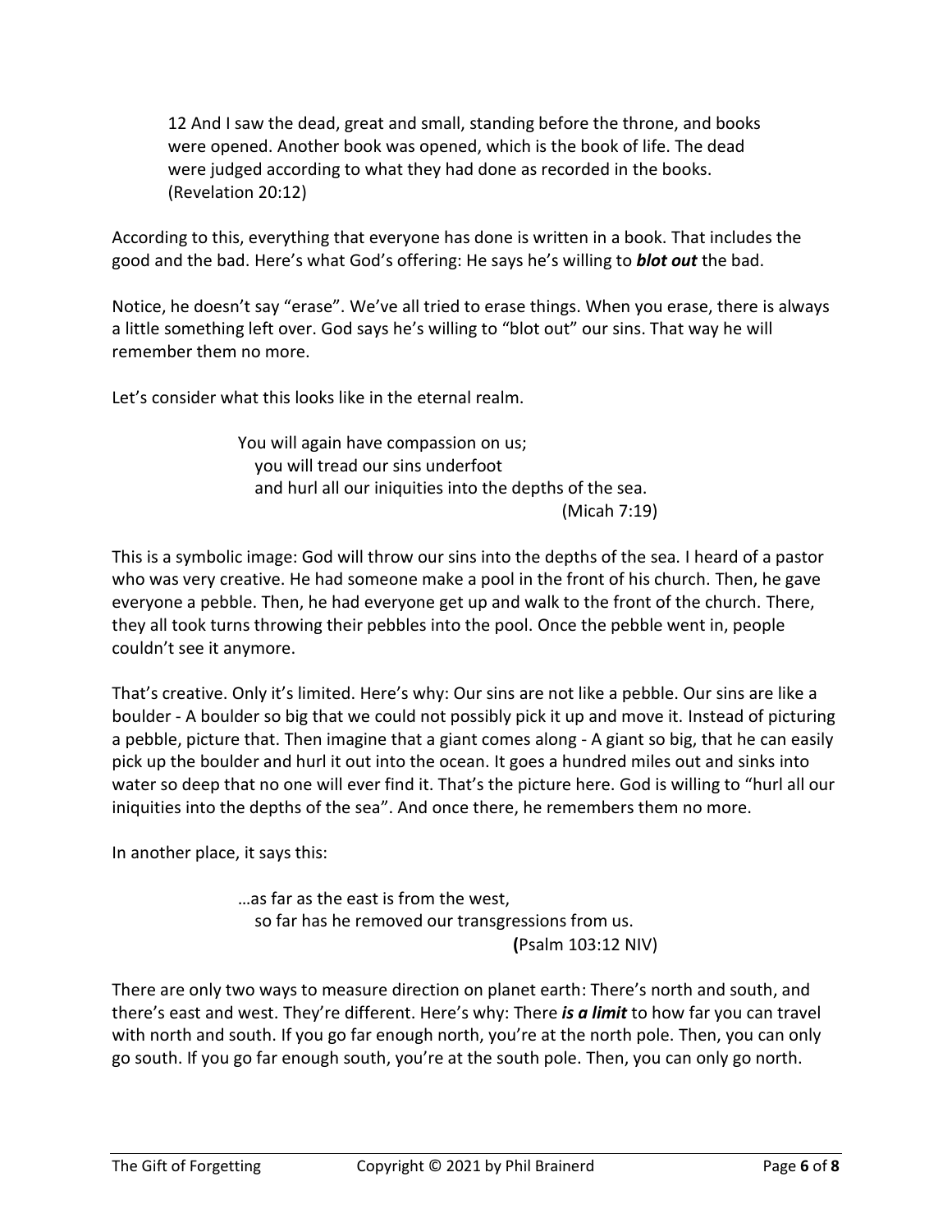> 12 And I saw the dead, great and small, standing before the throne, and books were opened. Another book was opened, which is the book of life. The dead were judged according to what they had done as recorded in the books. (Revelation 20:12)

According to this, everything that everyone has done is written in a book. That includes the good and the bad. Here's what God's offering: He says he's willing to ***blot out*** the bad.

Notice, he doesn't say "erase". We've all tried to erase things. When you erase, there is always a little something left over. God says he's willing to "blot out" our sins. That way he will remember them no more.

Let's consider what this looks like in the eternal realm.

> You will again have compassion on us;
> you will tread our sins underfoot
> and hurl all our iniquities into the depths of the sea.
> (Micah 7:19)

This is a symbolic image: God will throw our sins into the depths of the sea. I heard of a pastor who was very creative. He had someone make a pool in the front of his church. Then, he gave everyone a pebble. Then, he had everyone get up and walk to the front of the church. There, they all took turns throwing their pebbles into the pool. Once the pebble went in, people couldn't see it anymore.

That's creative. Only it's limited. Here's why: Our sins are not like a pebble. Our sins are like a boulder - A boulder so big that we could not possibly pick it up and move it. Instead of picturing a pebble, picture that. Then imagine that a giant comes along - A giant so big, that he can easily pick up the boulder and hurl it out into the ocean. It goes a hundred miles out and sinks into water so deep that no one will ever find it. That's the picture here. God is willing to "hurl all our iniquities into the depths of the sea". And once there, he remembers them no more.

In another place, it says this:

> …as far as the east is from the west,
> so far has he removed our transgressions from us.
> (Psalm 103:12 NIV)

There are only two ways to measure direction on planet earth: There's north and south, and there's east and west. They're different. Here's why: There ***is a limit*** to how far you can travel with north and south. If you go far enough north, you're at the north pole. Then, you can only go south. If you go far enough south, you're at the south pole. Then, you can only go north.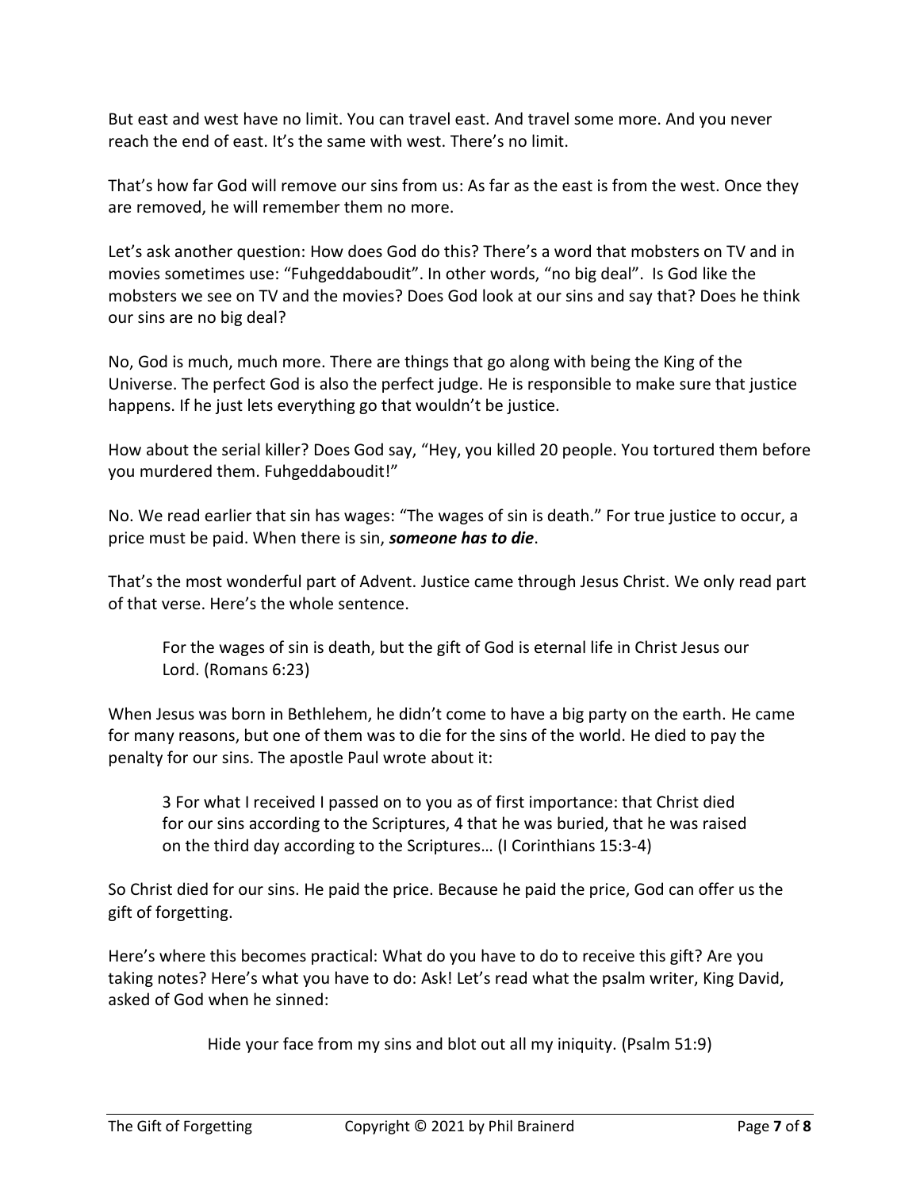But east and west have no limit. You can travel east. And travel some more. And you never reach the end of east. It's the same with west. There's no limit.

That's how far God will remove our sins from us: As far as the east is from the west. Once they are removed, he will remember them no more.

Let's ask another question: How does God do this? There's a word that mobsters on TV and in movies sometimes use: "Fuhgeddaboudit". In other words, "no big deal". Is God like the mobsters we see on TV and the movies? Does God look at our sins and say that? Does he think our sins are no big deal?

No, God is much, much more. There are things that go along with being the King of the Universe. The perfect God is also the perfect judge. He is responsible to make sure that justice happens. If he just lets everything go that wouldn't be justice.

How about the serial killer? Does God say, "Hey, you killed 20 people. You tortured them before you murdered them. Fuhgeddaboudit!"

No. We read earlier that sin has wages: "The wages of sin is death." For true justice to occur, a price must be paid. When there is sin, ***someone has to die***.

That's the most wonderful part of Advent. Justice came through Jesus Christ. We only read part of that verse. Here's the whole sentence.

> For the wages of sin is death, but the gift of God is eternal life in Christ Jesus our Lord. (Romans 6:23)

When Jesus was born in Bethlehem, he didn't come to have a big party on the earth. He came for many reasons, but one of them was to die for the sins of the world. He died to pay the penalty for our sins. The apostle Paul wrote about it:

> 3 For what I received I passed on to you as of first importance: that Christ died for our sins according to the Scriptures, 4 that he was buried, that he was raised on the third day according to the Scriptures… (I Corinthians 15:3-4)

So Christ died for our sins. He paid the price. Because he paid the price, God can offer us the gift of forgetting.

Here's where this becomes practical: What do you have to do to receive this gift? Are you taking notes? Here's what you have to do: Ask! Let's read what the psalm writer, King David, asked of God when he sinned:

> Hide your face from my sins and blot out all my iniquity. (Psalm 51:9)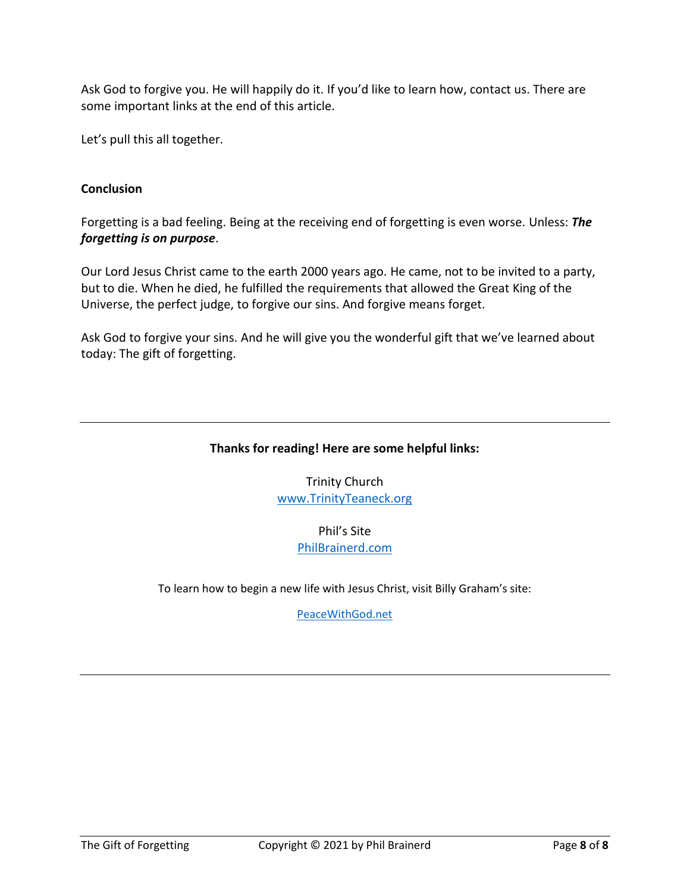Ask God to forgive you. He will happily do it. If you'd like to learn how, contact us. There are some important links at the end of this article.

Let's pull this all together.

**Conclusion**

Forgetting is a bad feeling. Being at the receiving end of forgetting is even worse. Unless: ***The forgetting is on purpose***.

Our Lord Jesus Christ came to the earth 2000 years ago. He came, not to be invited to a party, but to die. When he died, he fulfilled the requirements that allowed the Great King of the Universe, the perfect judge, to forgive our sins. And forgive means forget.

Ask God to forgive your sins. And he will give you the wonderful gift that we've learned about today: The gift of forgetting.

---

**Thanks for reading! Here are some helpful links:**

Trinity Church
www.TrinityTeaneck.org

Phil's Site
PhilBrainerd.com

To learn how to begin a new life with Jesus Christ, visit Billy Graham's site:

PeaceWithGod.net

---